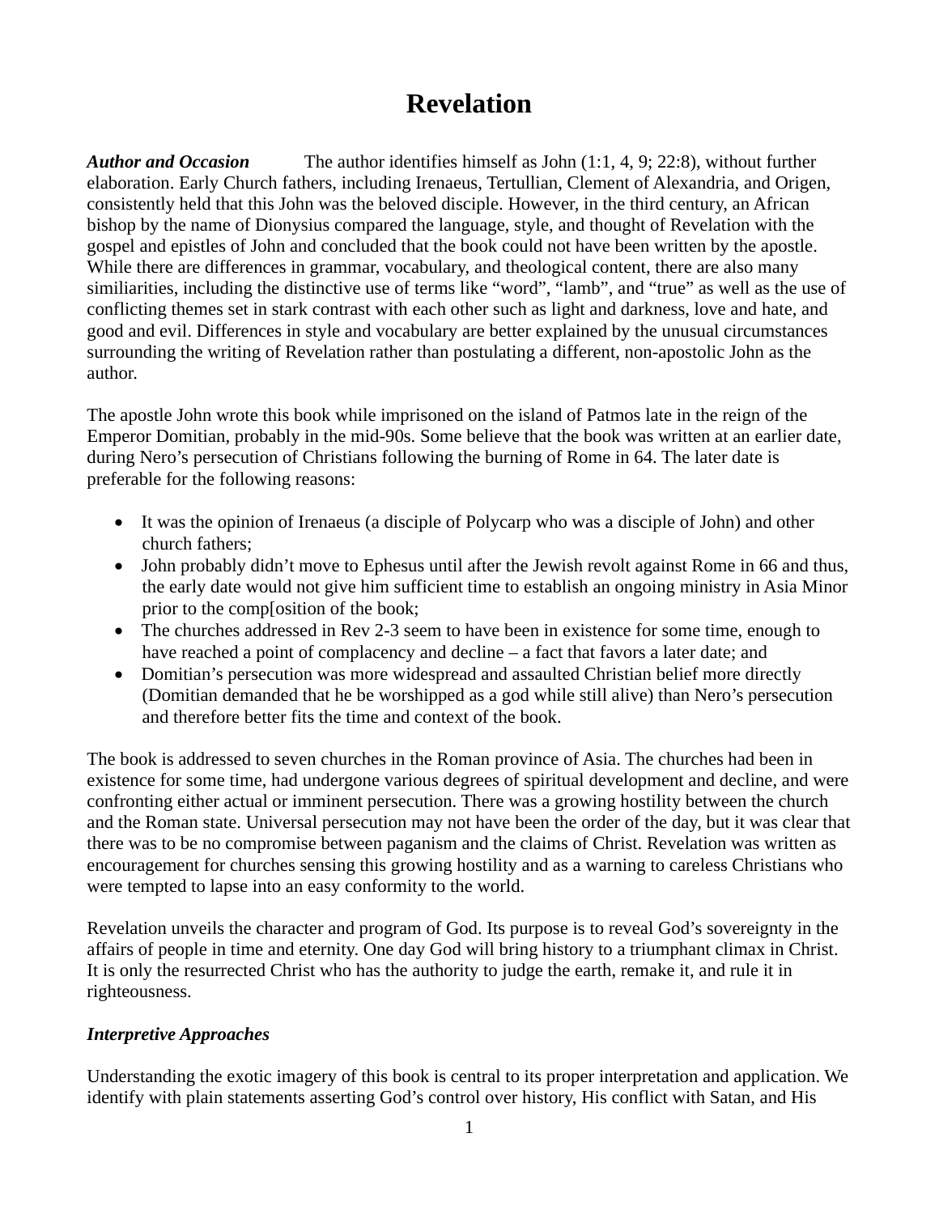# Revelation

***Author and Occasion*** The author identifies himself as John (1:1, 4, 9; 22:8), without further elaboration. Early Church fathers, including Irenaeus, Tertullian, Clement of Alexandria, and Origen, consistently held that this John was the beloved disciple. However, in the third century, an African bishop by the name of Dionysius compared the language, style, and thought of Revelation with the gospel and epistles of John and concluded that the book could not have been written by the apostle. While there are differences in grammar, vocabulary, and theological content, there are also many similiarities, including the distinctive use of terms like "word", "lamb", and "true" as well as the use of conflicting themes set in stark contrast with each other such as light and darkness, love and hate, and good and evil. Differences in style and vocabulary are better explained by the unusual circumstances surrounding the writing of Revelation rather than postulating a different, non-apostolic John as the author.

The apostle John wrote this book while imprisoned on the island of Patmos late in the reign of the Emperor Domitian, probably in the mid-90s. Some believe that the book was written at an earlier date, during Nero's persecution of Christians following the burning of Rome in 64. The later date is preferable for the following reasons:

- It was the opinion of Irenaeus (a disciple of Polycarp who was a disciple of John) and other church fathers;
- John probably didn't move to Ephesus until after the Jewish revolt against Rome in 66 and thus, the early date would not give him sufficient time to establish an ongoing ministry in Asia Minor prior to the comp[osition of the book;
- The churches addressed in Rev 2-3 seem to have been in existence for some time, enough to have reached a point of complacency and decline – a fact that favors a later date; and
- Domitian's persecution was more widespread and assaulted Christian belief more directly (Domitian demanded that he be worshipped as a god while still alive) than Nero's persecution and therefore better fits the time and context of the book.

The book is addressed to seven churches in the Roman province of Asia. The churches had been in existence for some time, had undergone various degrees of spiritual development and decline, and were confronting either actual or imminent persecution. There was a growing hostility between the church and the Roman state. Universal persecution may not have been the order of the day, but it was clear that there was to be no compromise between paganism and the claims of Christ. Revelation was written as encouragement for churches sensing this growing hostility and as a warning to careless Christians who were tempted to lapse into an easy conformity to the world.

Revelation unveils the character and program of God. Its purpose is to reveal God's sovereignty in the affairs of people in time and eternity. One day God will bring history to a triumphant climax in Christ. It is only the resurrected Christ who has the authority to judge the earth, remake it, and rule it in righteousness.

***Interpretive Approaches***

Understanding the exotic imagery of this book is central to its proper interpretation and application. We identify with plain statements asserting God's control over history, His conflict with Satan, and His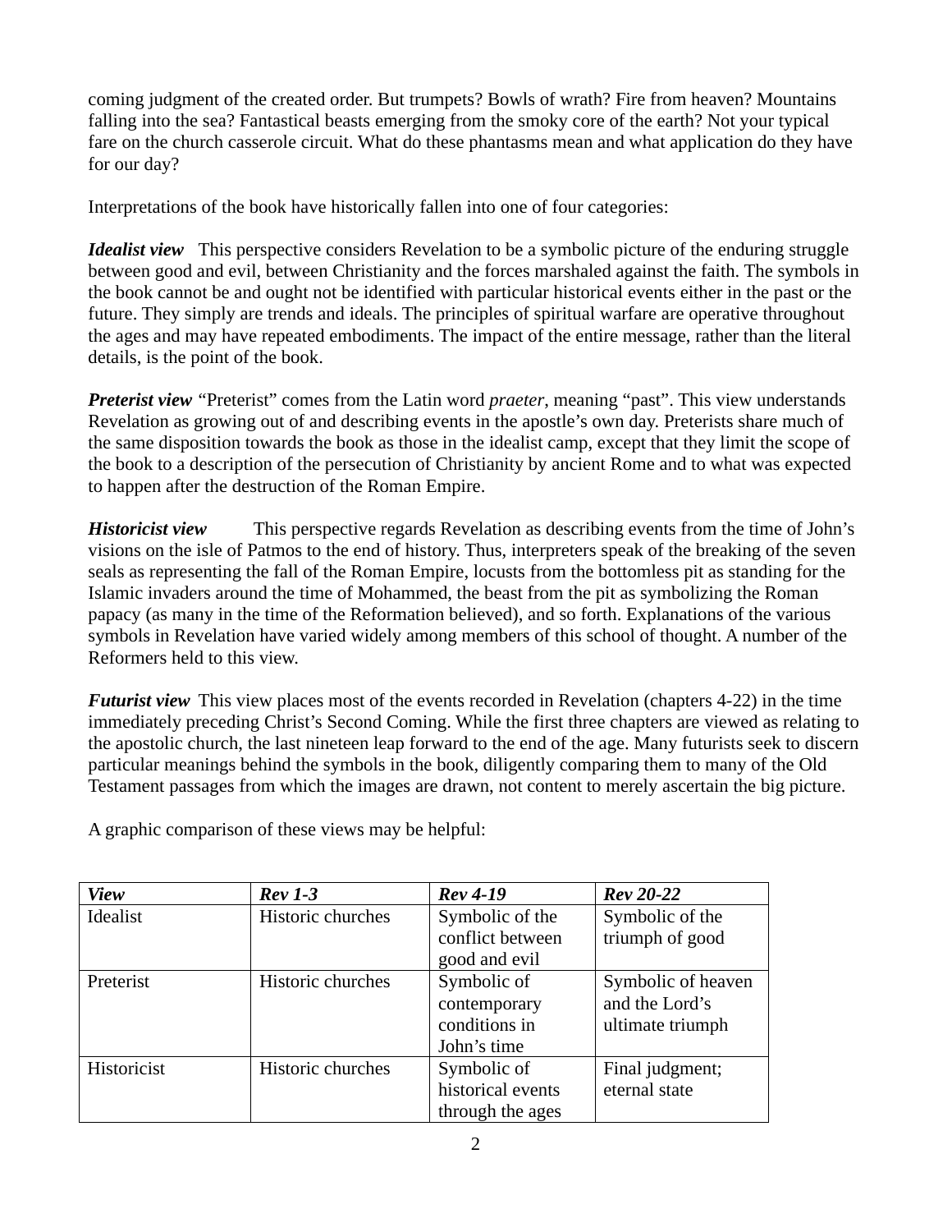coming judgment of the created order. But trumpets? Bowls of wrath? Fire from heaven? Mountains falling into the sea? Fantastical beasts emerging from the smoky core of the earth? Not your typical fare on the church casserole circuit. What do these phantasms mean and what application do they have for our day?

Interpretations of the book have historically fallen into one of four categories:

***Idealist view*** This perspective considers Revelation to be a symbolic picture of the enduring struggle between good and evil, between Christianity and the forces marshaled against the faith. The symbols in the book cannot be and ought not be identified with particular historical events either in the past or the future. They simply are trends and ideals. The principles of spiritual warfare are operative throughout the ages and may have repeated embodiments. The impact of the entire message, rather than the literal details, is the point of the book.

***Preterist view*** "Preterist" comes from the Latin word *praeter*, meaning "past". This view understands Revelation as growing out of and describing events in the apostle's own day. Preterists share much of the same disposition towards the book as those in the idealist camp, except that they limit the scope of the book to a description of the persecution of Christianity by ancient Rome and to what was expected to happen after the destruction of the Roman Empire.

***Historicist view*** This perspective regards Revelation as describing events from the time of John's visions on the isle of Patmos to the end of history. Thus, interpreters speak of the breaking of the seven seals as representing the fall of the Roman Empire, locusts from the bottomless pit as standing for the Islamic invaders around the time of Mohammed, the beast from the pit as symbolizing the Roman papacy (as many in the time of the Reformation believed), and so forth. Explanations of the various symbols in Revelation have varied widely among members of this school of thought. A number of the Reformers held to this view.

***Futurist view*** This view places most of the events recorded in Revelation (chapters 4-22) in the time immediately preceding Christ's Second Coming. While the first three chapters are viewed as relating to the apostolic church, the last nineteen leap forward to the end of the age. Many futurists seek to discern particular meanings behind the symbols in the book, diligently comparing them to many of the Old Testament passages from which the images are drawn, not content to merely ascertain the big picture.

A graphic comparison of these views may be helpful:

| ***View*** | ***Rev 1-3*** | ***Rev 4-19*** | ***Rev 20-22*** |
|---|---|---|---|
| Idealist | Historic churches | Symbolic of the conflict between good and evil | Symbolic of the triumph of good |
| Preterist | Historic churches | Symbolic of contemporary conditions in John's time | Symbolic of heaven and the Lord's ultimate triumph |
| Historicist | Historic churches | Symbolic of historical events through the ages | Final judgment; eternal state |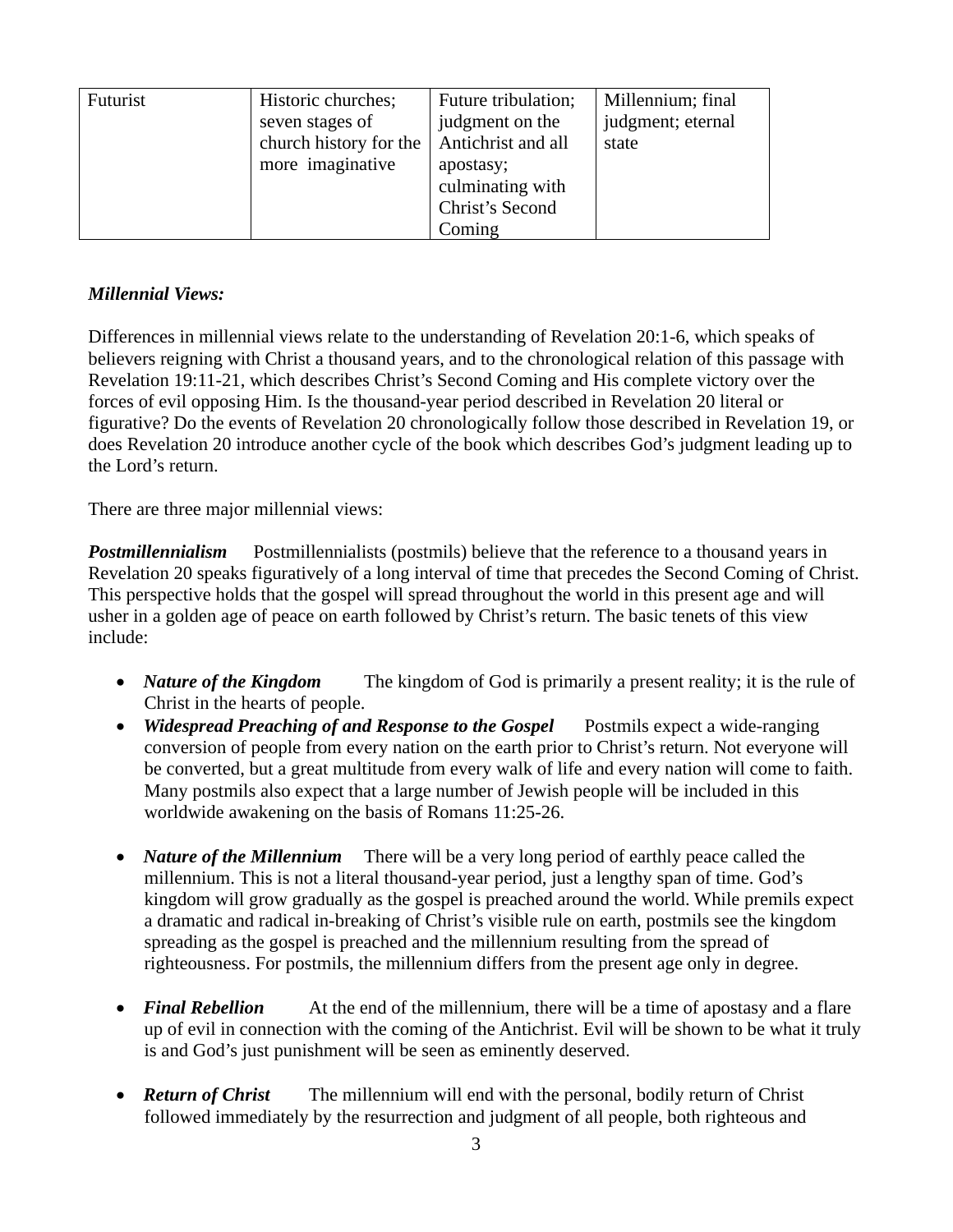| Futurist | Historic churches; seven stages of church history for the more imaginative | Future tribulation; judgment on the Antichrist and all apostasy; culminating with Christ's Second Coming | Millennium; final judgment; eternal state |
|---|---|---|---|

***Millennial Views:***

Differences in millennial views relate to the understanding of Revelation 20:1-6, which speaks of believers reigning with Christ a thousand years, and to the chronological relation of this passage with Revelation 19:11-21, which describes Christ's Second Coming and His complete victory over the forces of evil opposing Him. Is the thousand-year period described in Revelation 20 literal or figurative? Do the events of Revelation 20 chronologically follow those described in Revelation 19, or does Revelation 20 introduce another cycle of the book which describes God's judgment leading up to the Lord's return.

There are three major millennial views:

***Postmillennialism*** Postmillennialists (postmils) believe that the reference to a thousand years in Revelation 20 speaks figuratively of a long interval of time that precedes the Second Coming of Christ. This perspective holds that the gospel will spread throughout the world in this present age and will usher in a golden age of peace on earth followed by Christ's return. The basic tenets of this view include:

- ***Nature of the Kingdom*** The kingdom of God is primarily a present reality; it is the rule of Christ in the hearts of people.
- ***Widespread Preaching of and Response to the Gospel*** Postmils expect a wide-ranging conversion of people from every nation on the earth prior to Christ's return. Not everyone will be converted, but a great multitude from every walk of life and every nation will come to faith. Many postmils also expect that a large number of Jewish people will be included in this worldwide awakening on the basis of Romans 11:25-26.
- ***Nature of the Millennium*** There will be a very long period of earthly peace called the millennium. This is not a literal thousand-year period, just a lengthy span of time. God's kingdom will grow gradually as the gospel is preached around the world. While premils expect a dramatic and radical in-breaking of Christ's visible rule on earth, postmils see the kingdom spreading as the gospel is preached and the millennium resulting from the spread of righteousness. For postmils, the millennium differs from the present age only in degree.
- ***Final Rebellion*** At the end of the millennium, there will be a time of apostasy and a flare up of evil in connection with the coming of the Antichrist. Evil will be shown to be what it truly is and God's just punishment will be seen as eminently deserved.
- ***Return of Christ*** The millennium will end with the personal, bodily return of Christ followed immediately by the resurrection and judgment of all people, both righteous and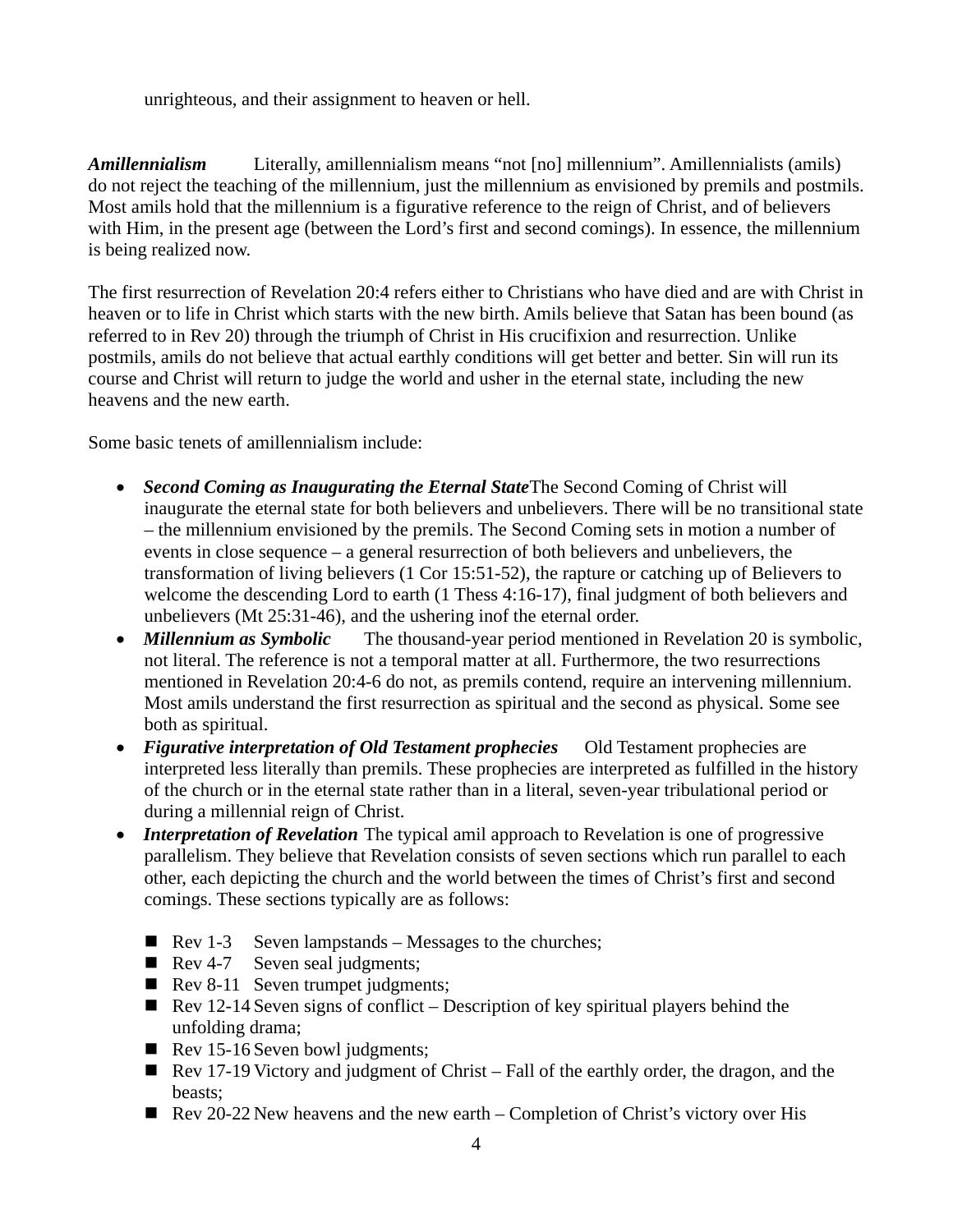unrighteous, and their assignment to heaven or hell.

***Amillennialism*** Literally, amillennialism means "not [no] millennium". Amillennialists (amils) do not reject the teaching of the millennium, just the millennium as envisioned by premils and postmils. Most amils hold that the millennium is a figurative reference to the reign of Christ, and of believers with Him, in the present age (between the Lord's first and second comings). In essence, the millennium is being realized now.

The first resurrection of Revelation 20:4 refers either to Christians who have died and are with Christ in heaven or to life in Christ which starts with the new birth. Amils believe that Satan has been bound (as referred to in Rev 20) through the triumph of Christ in His crucifixion and resurrection. Unlike postmils, amils do not believe that actual earthly conditions will get better and better. Sin will run its course and Christ will return to judge the world and usher in the eternal state, including the new heavens and the new earth.

Some basic tenets of amillennialism include:

- ***Second Coming as Inaugurating the Eternal State*** The Second Coming of Christ will inaugurate the eternal state for both believers and unbelievers. There will be no transitional state – the millennium envisioned by the premils. The Second Coming sets in motion a number of events in close sequence – a general resurrection of both believers and unbelievers, the transformation of living believers (1 Cor 15:51-52), the rapture or catching up of Believers to welcome the descending Lord to earth (1 Thess 4:16-17), final judgment of both believers and unbelievers (Mt 25:31-46), and the ushering inof the eternal order.
- ***Millennium as Symbolic*** The thousand-year period mentioned in Revelation 20 is symbolic, not literal. The reference is not a temporal matter at all. Furthermore, the two resurrections mentioned in Revelation 20:4-6 do not, as premils contend, require an intervening millennium. Most amils understand the first resurrection as spiritual and the second as physical. Some see both as spiritual.
- ***Figurative interpretation of Old Testament prophecies*** Old Testament prophecies are interpreted less literally than premils. These prophecies are interpreted as fulfilled in the history of the church or in the eternal state rather than in a literal, seven-year tribulational period or during a millennial reign of Christ.
- ***Interpretation of Revelation*** The typical amil approach to Revelation is one of progressive parallelism. They believe that Revelation consists of seven sections which run parallel to each other, each depicting the church and the world between the times of Christ's first and second comings. These sections typically are as follows:

  - Rev 1-3 Seven lampstands – Messages to the churches;
  - Rev 4-7 Seven seal judgments;
  - Rev 8-11 Seven trumpet judgments;
  - Rev 12-14 Seven signs of conflict – Description of key spiritual players behind the unfolding drama;
  - Rev 15-16 Seven bowl judgments;
  - Rev 17-19 Victory and judgment of Christ – Fall of the earthly order, the dragon, and the beasts;
  - Rev 20-22 New heavens and the new earth – Completion of Christ's victory over His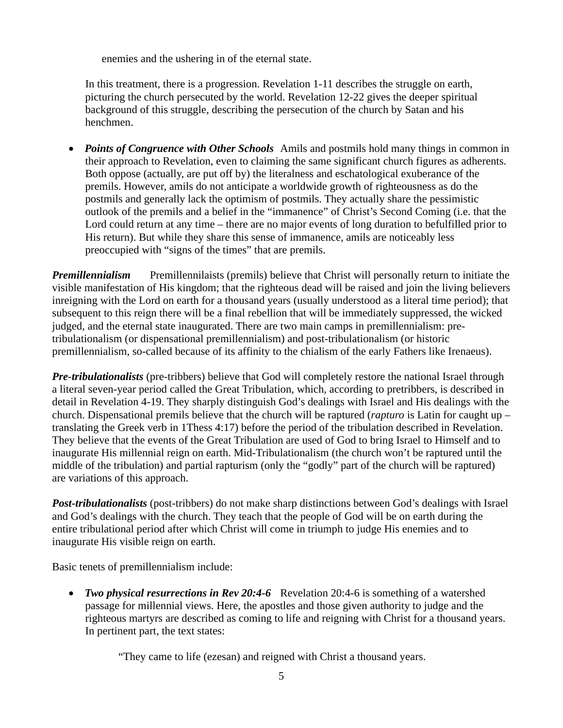enemies and the ushering in of the eternal state.

In this treatment, there is a progression. Revelation 1-11 describes the struggle on earth, picturing the church persecuted by the world. Revelation 12-22 gives the deeper spiritual background of this struggle, describing the persecution of the church by Satan and his henchmen.

- ***Points of Congruence with Other Schools*** Amils and postmils hold many things in common in their approach to Revelation, even to claiming the same significant church figures as adherents. Both oppose (actually, are put off by) the literalness and eschatological exuberance of the premils. However, amils do not anticipate a worldwide growth of righteousness as do the postmils and generally lack the optimism of postmils. They actually share the pessimistic outlook of the premils and a belief in the "immanence" of Christ's Second Coming (i.e. that the Lord could return at any time – there are no major events of long duration to befulfilled prior to His return). But while they share this sense of immanence, amils are noticeably less preoccupied with "signs of the times" that are premils.

***Premillennialism*** Premillennilaists (premils) believe that Christ will personally return to initiate the visible manifestation of His kingdom; that the righteous dead will be raised and join the living believers inreigning with the Lord on earth for a thousand years (usually understood as a literal time period); that subsequent to this reign there will be a final rebellion that will be immediately suppressed, the wicked judged, and the eternal state inaugurated. There are two main camps in premillennialism: pre-tribulationalism (or dispensational premillennialism) and post-tribulationalism (or historic premillennialism, so-called because of its affinity to the chialism of the early Fathers like Irenaeus).

***Pre-tribulationalists*** (pre-tribbers) believe that God will completely restore the national Israel through a literal seven-year period called the Great Tribulation, which, according to pretribbers, is described in detail in Revelation 4-19. They sharply distinguish God's dealings with Israel and His dealings with the church. Dispensational premils believe that the church will be raptured (*rapturo* is Latin for caught up – translating the Greek verb in 1Thess 4:17) before the period of the tribulation described in Revelation. They believe that the events of the Great Tribulation are used of God to bring Israel to Himself and to inaugurate His millennial reign on earth. Mid-Tribulationalism (the church won't be raptured until the middle of the tribulation) and partial rapturism (only the "godly" part of the church will be raptured) are variations of this approach.

***Post-tribulationalists*** (post-tribbers) do not make sharp distinctions between God's dealings with Israel and God's dealings with the church. They teach that the people of God will be on earth during the entire tribulational period after which Christ will come in triumph to judge His enemies and to inaugurate His visible reign on earth.

Basic tenets of premillennialism include:

- ***Two physical resurrections in Rev 20:4-6*** Revelation 20:4-6 is something of a watershed passage for millennial views. Here, the apostles and those given authority to judge and the righteous martyrs are described as coming to life and reigning with Christ for a thousand years. In pertinent part, the text states:

  > "They came to life (ezesan) and reigned with Christ a thousand years.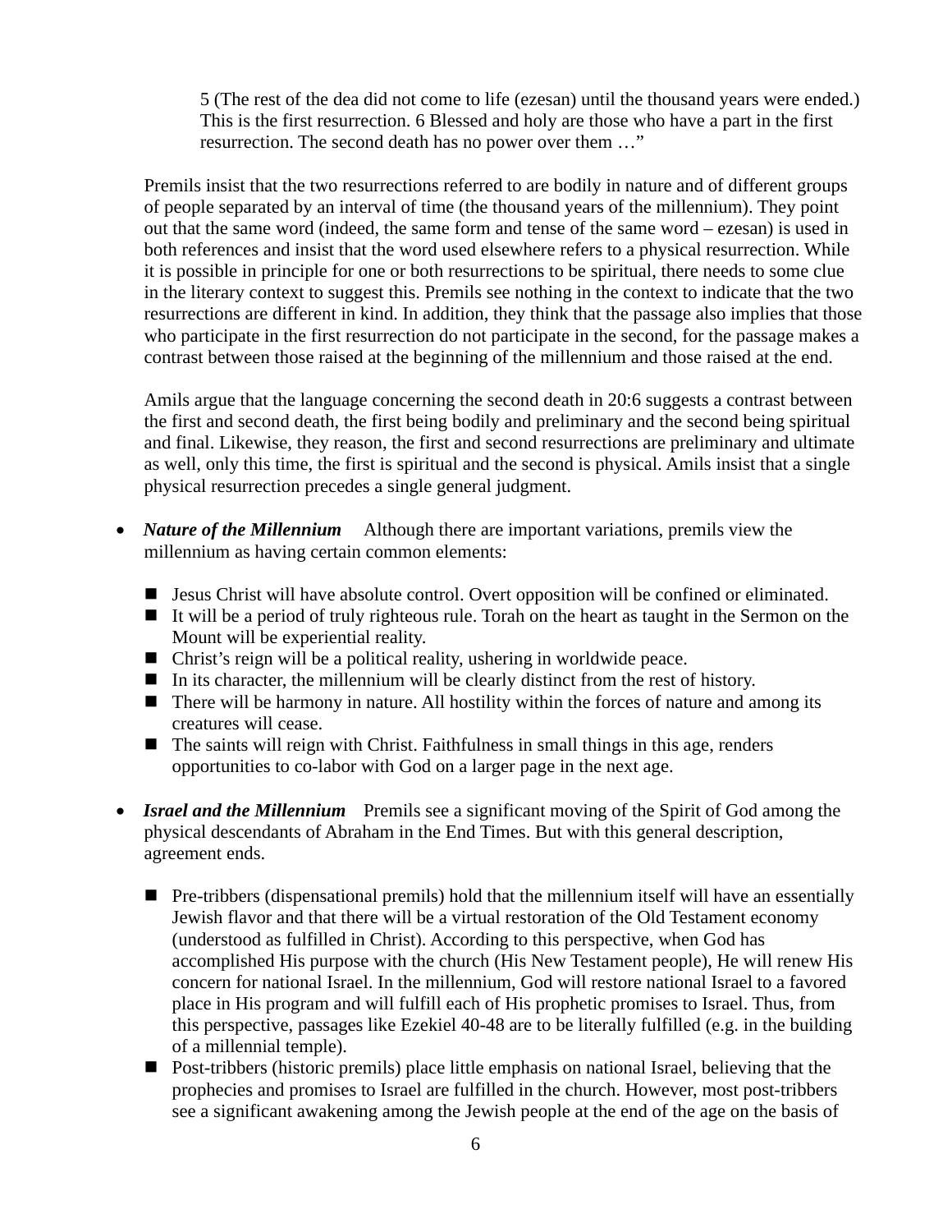> 5 (The rest of the dea did not come to life (ezesan) until the thousand years were ended.) This is the first resurrection. 6 Blessed and holy are those who have a part in the first resurrection. The second death has no power over them …"

Premils insist that the two resurrections referred to are bodily in nature and of different groups of people separated by an interval of time (the thousand years of the millennium). They point out that the same word (indeed, the same form and tense of the same word – ezesan) is used in both references and insist that the word used elsewhere refers to a physical resurrection. While it is possible in principle for one or both resurrections to be spiritual, there needs to some clue in the literary context to suggest this. Premils see nothing in the context to indicate that the two resurrections are different in kind. In addition, they think that the passage also implies that those who participate in the first resurrection do not participate in the second, for the passage makes a contrast between those raised at the beginning of the millennium and those raised at the end.

Amils argue that the language concerning the second death in 20:6 suggests a contrast between the first and second death, the first being bodily and preliminary and the second being spiritual and final. Likewise, they reason, the first and second resurrections are preliminary and ultimate as well, only this time, the first is spiritual and the second is physical. Amils insist that a single physical resurrection precedes a single general judgment.

- ***Nature of the Millennium*** Although there are important variations, premils view the millennium as having certain common elements:
  - Jesus Christ will have absolute control. Overt opposition will be confined or eliminated.
  - It will be a period of truly righteous rule. Torah on the heart as taught in the Sermon on the Mount will be experiential reality.
  - Christ's reign will be a political reality, ushering in worldwide peace.
  - In its character, the millennium will be clearly distinct from the rest of history.
  - There will be harmony in nature. All hostility within the forces of nature and among its creatures will cease.
  - The saints will reign with Christ. Faithfulness in small things in this age, renders opportunities to co-labor with God on a larger page in the next age.

- ***Israel and the Millennium*** Premils see a significant moving of the Spirit of God among the physical descendants of Abraham in the End Times. But with this general description, agreement ends.
  - Pre-tribbers (dispensational premils) hold that the millennium itself will have an essentially Jewish flavor and that there will be a virtual restoration of the Old Testament economy (understood as fulfilled in Christ). According to this perspective, when God has accomplished His purpose with the church (His New Testament people), He will renew His concern for national Israel. In the millennium, God will restore national Israel to a favored place in His program and will fulfill each of His prophetic promises to Israel. Thus, from this perspective, passages like Ezekiel 40-48 are to be literally fulfilled (e.g. in the building of a millennial temple).
  - Post-tribbers (historic premils) place little emphasis on national Israel, believing that the prophecies and promises to Israel are fulfilled in the church. However, most post-tribbers see a significant awakening among the Jewish people at the end of the age on the basis of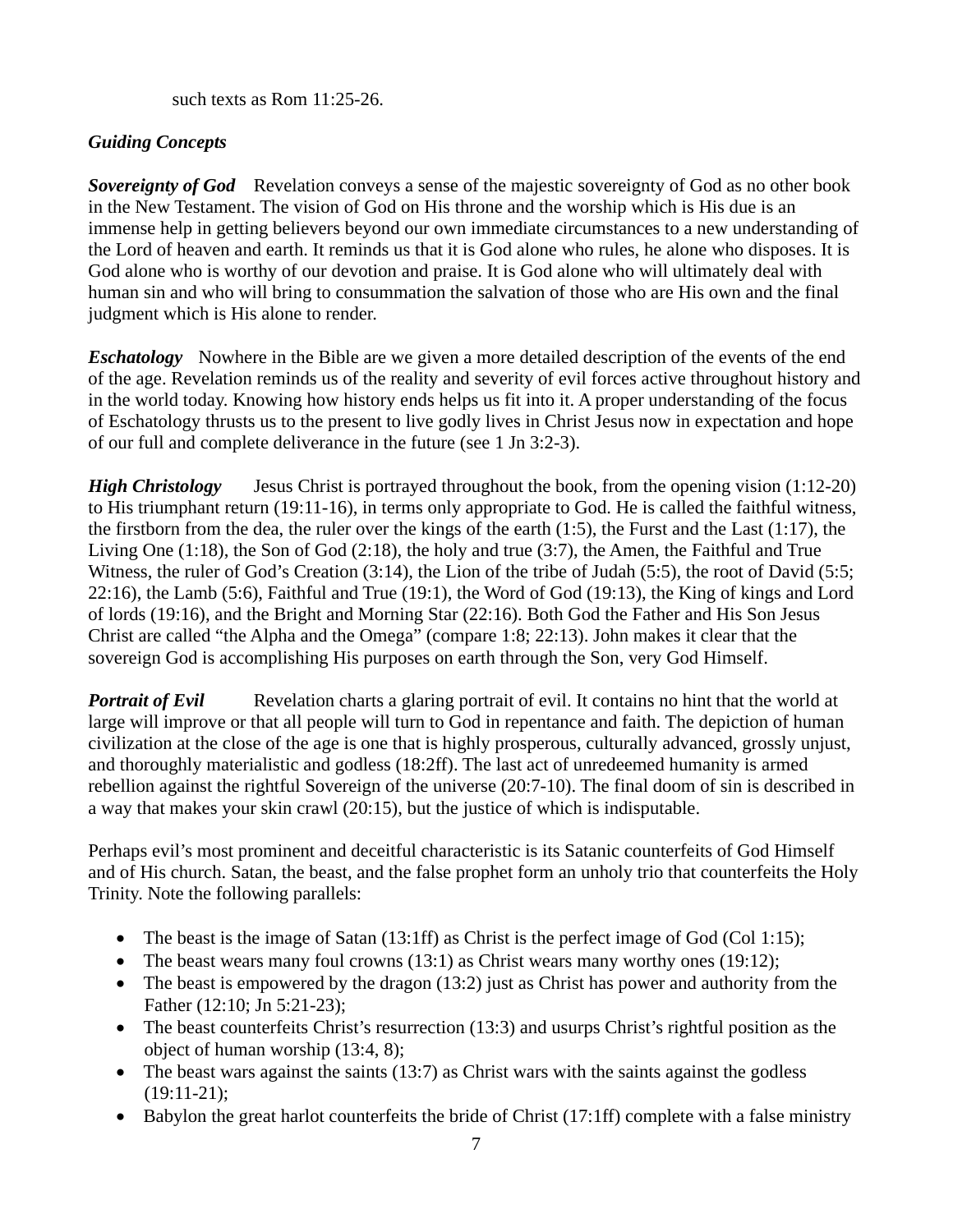such texts as Rom 11:25-26.

***Guiding Concepts***

***Sovereignty of God*** Revelation conveys a sense of the majestic sovereignty of God as no other book in the New Testament. The vision of God on His throne and the worship which is His due is an immense help in getting believers beyond our own immediate circumstances to a new understanding of the Lord of heaven and earth. It reminds us that it is God alone who rules, he alone who disposes. It is God alone who is worthy of our devotion and praise. It is God alone who will ultimately deal with human sin and who will bring to consummation the salvation of those who are His own and the final judgment which is His alone to render.

***Eschatology*** Nowhere in the Bible are we given a more detailed description of the events of the end of the age. Revelation reminds us of the reality and severity of evil forces active throughout history and in the world today. Knowing how history ends helps us fit into it. A proper understanding of the focus of Eschatology thrusts us to the present to live godly lives in Christ Jesus now in expectation and hope of our full and complete deliverance in the future (see 1 Jn 3:2-3).

***High Christology*** Jesus Christ is portrayed throughout the book, from the opening vision (1:12-20) to His triumphant return (19:11-16), in terms only appropriate to God. He is called the faithful witness, the firstborn from the dea, the ruler over the kings of the earth (1:5), the Furst and the Last (1:17), the Living One (1:18), the Son of God (2:18), the holy and true (3:7), the Amen, the Faithful and True Witness, the ruler of God's Creation (3:14), the Lion of the tribe of Judah (5:5), the root of David (5:5; 22:16), the Lamb (5:6), Faithful and True (19:1), the Word of God (19:13), the King of kings and Lord of lords (19:16), and the Bright and Morning Star (22:16). Both God the Father and His Son Jesus Christ are called "the Alpha and the Omega" (compare 1:8; 22:13). John makes it clear that the sovereign God is accomplishing His purposes on earth through the Son, very God Himself.

***Portrait of Evil*** Revelation charts a glaring portrait of evil. It contains no hint that the world at large will improve or that all people will turn to God in repentance and faith. The depiction of human civilization at the close of the age is one that is highly prosperous, culturally advanced, grossly unjust, and thoroughly materialistic and godless (18:2ff). The last act of unredeemed humanity is armed rebellion against the rightful Sovereign of the universe (20:7-10). The final doom of sin is described in a way that makes your skin crawl (20:15), but the justice of which is indisputable.

Perhaps evil's most prominent and deceitful characteristic is its Satanic counterfeits of God Himself and of His church. Satan, the beast, and the false prophet form an unholy trio that counterfeits the Holy Trinity. Note the following parallels:

- The beast is the image of Satan (13:1ff) as Christ is the perfect image of God (Col 1:15);
- The beast wears many foul crowns (13:1) as Christ wears many worthy ones (19:12);
- The beast is empowered by the dragon (13:2) just as Christ has power and authority from the Father (12:10; Jn 5:21-23);
- The beast counterfeits Christ's resurrection (13:3) and usurps Christ's rightful position as the object of human worship (13:4, 8);
- The beast wars against the saints (13:7) as Christ wars with the saints against the godless (19:11-21);
- Babylon the great harlot counterfeits the bride of Christ (17:1ff) complete with a false ministry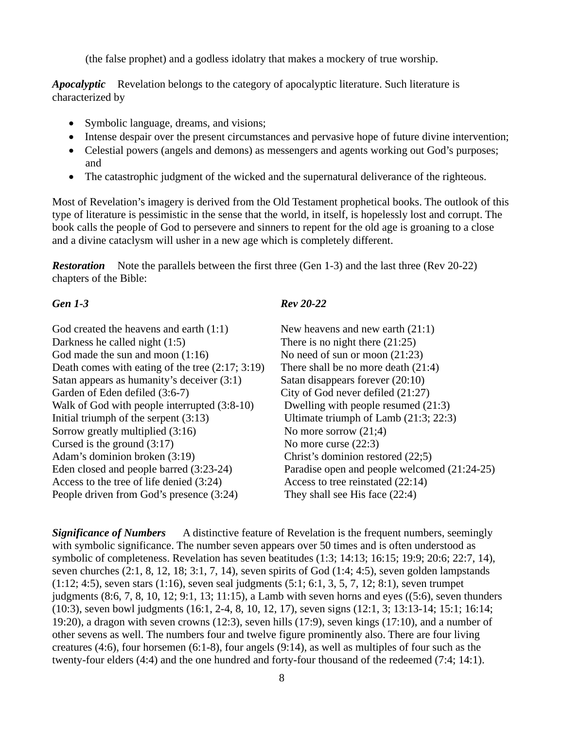(the false prophet) and a godless idolatry that makes a mockery of true worship.

***Apocalyptic*** Revelation belongs to the category of apocalyptic literature. Such literature is characterized by

- Symbolic language, dreams, and visions;
- Intense despair over the present circumstances and pervasive hope of future divine intervention;
- Celestial powers (angels and demons) as messengers and agents working out God's purposes; and
- The catastrophic judgment of the wicked and the supernatural deliverance of the righteous.

Most of Revelation's imagery is derived from the Old Testament prophetical books. The outlook of this type of literature is pessimistic in the sense that the world, in itself, is hopelessly lost and corrupt. The book calls the people of God to persevere and sinners to repent for the old age is groaning to a close and a divine cataclysm will usher in a new age which is completely different.

***Restoration*** Note the parallels between the first three (Gen 1-3) and the last three (Rev 20-22) chapters of the Bible:

| ***Gen 1-3*** | ***Rev 20-22*** |
|---|---|
| God created the heavens and earth (1:1) | New heavens and new earth (21:1) |
| Darkness he called night (1:5) | There is no night there (21:25) |
| God made the sun and moon (1:16) | No need of sun or moon (21:23) |
| Death comes with eating of the tree (2:17; 3:19) | There shall be no more death (21:4) |
| Satan appears as humanity's deceiver (3:1) | Satan disappears forever (20:10) |
| Garden of Eden defiled (3:6-7) | City of God never defiled (21:27) |
| Walk of God with people interrupted (3:8-10) | Dwelling with people resumed (21:3) |
| Initial triumph of the serpent (3:13) | Ultimate triumph of Lamb (21:3; 22:3) |
| Sorrow greatly multiplied (3:16) | No more sorrow (21;4) |
| Cursed is the ground (3:17) | No more curse (22:3) |
| Adam's dominion broken (3:19) | Christ's dominion restored (22;5) |
| Eden closed and people barred (3:23-24) | Paradise open and people welcomed (21:24-25) |
| Access to the tree of life denied (3:24) | Access to tree reinstated (22:14) |
| People driven from God's presence (3:24) | They shall see His face (22:4) |

***Significance of Numbers*** A distinctive feature of Revelation is the frequent numbers, seemingly with symbolic significance. The number seven appears over 50 times and is often understood as symbolic of completeness. Revelation has seven beatitudes (1:3; 14:13; 16:15; 19:9; 20:6; 22:7, 14), seven churches (2:1, 8, 12, 18; 3:1, 7, 14), seven spirits of God (1:4; 4:5), seven golden lampstands (1:12; 4:5), seven stars (1:16), seven seal judgments (5:1; 6:1, 3, 5, 7, 12; 8:1), seven trumpet judgments (8:6, 7, 8, 10, 12; 9:1, 13; 11:15), a Lamb with seven horns and eyes ((5:6), seven thunders (10:3), seven bowl judgments (16:1, 2-4, 8, 10, 12, 17), seven signs (12:1, 3; 13:13-14; 15:1; 16:14; 19:20), a dragon with seven crowns (12:3), seven hills (17:9), seven kings (17:10), and a number of other sevens as well. The numbers four and twelve figure prominently also. There are four living creatures (4:6), four horsemen (6:1-8), four angels (9:14), as well as multiples of four such as the twenty-four elders (4:4) and the one hundred and forty-four thousand of the redeemed (7:4; 14:1).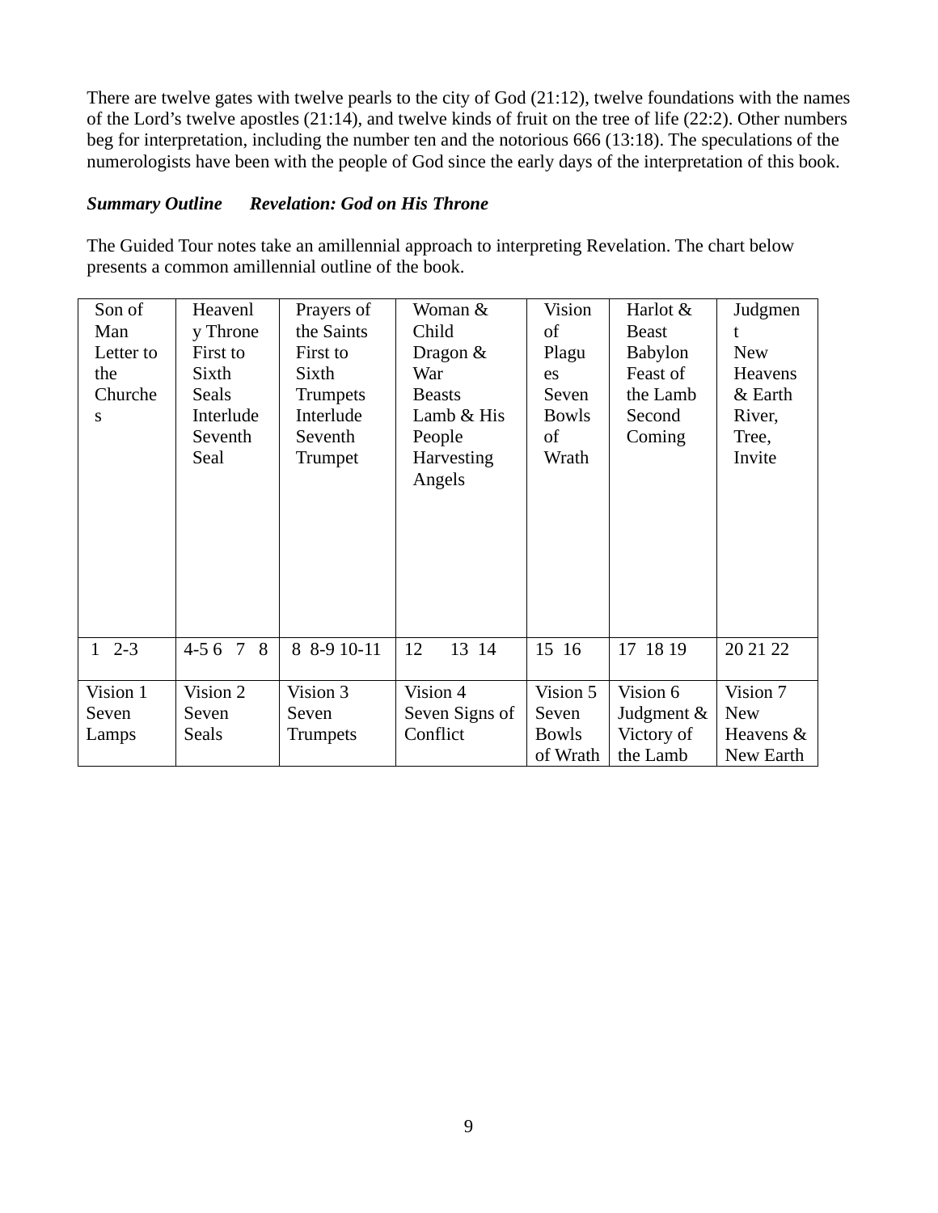There are twelve gates with twelve pearls to the city of God (21:12), twelve foundations with the names of the Lord's twelve apostles (21:14), and twelve kinds of fruit on the tree of life (22:2). Other numbers beg for interpretation, including the number ten and the notorious 666 (13:18). The speculations of the numerologists have been with the people of God since the early days of the interpretation of this book.

***Summary Outline*** ***Revelation: God on His Throne***

The Guided Tour notes take an amillennial approach to interpreting Revelation. The chart below presents a common amillennial outline of the book.

| | | | | | | |
|---|---|---|---|---|---|---|
| Son of Man Letter to the Churches | Heavenly Throne First to Sixth Seals Interlude Seventh Seal | Prayers of the Saints First to Sixth Trumpets Interlude Seventh Trumpet | Woman & Child Dragon & War Beasts Lamb & His People Harvesting Angels | Vision of Plagues Seven Bowls of Wrath | Harlot & Beast Babylon Feast of the Lamb Second Coming | Judgment New Heavens & Earth River, Tree, Invite |
| 1 2-3 | 4-5 6 7 8 | 8 8-9 10-11 | 12 13 14 | 15 16 | 17 18 19 | 20 21 22 |
| Vision 1 Seven Lamps | Vision 2 Seven Seals | Vision 3 Seven Trumpets | Vision 4 Seven Signs of Conflict | Vision 5 Seven Bowls of Wrath | Vision 6 Judgment & Victory of the Lamb | Vision 7 New Heavens & New Earth |